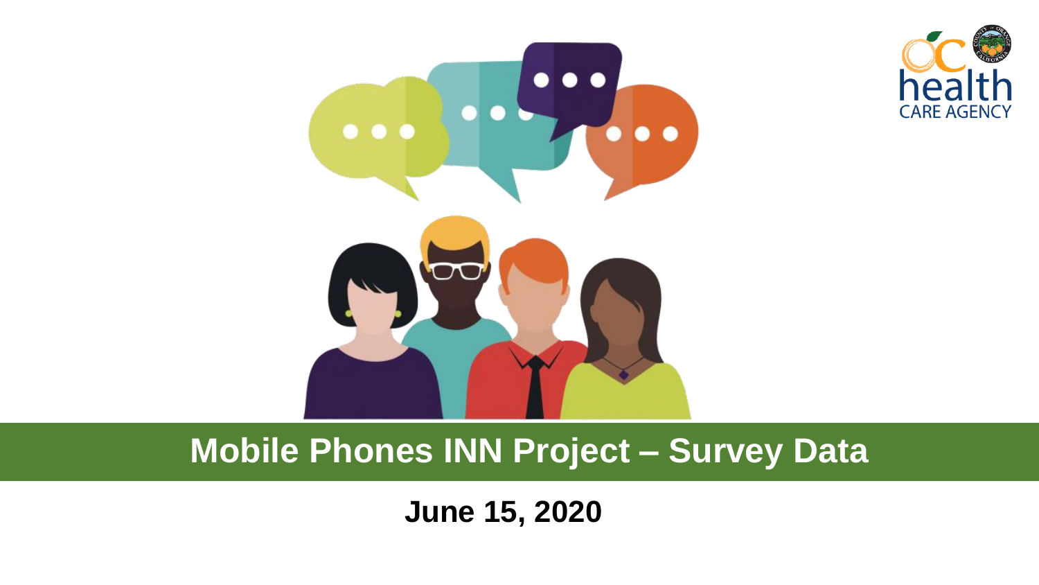# Mobile Phones INN Project – Survey Data

**June 15, 2020**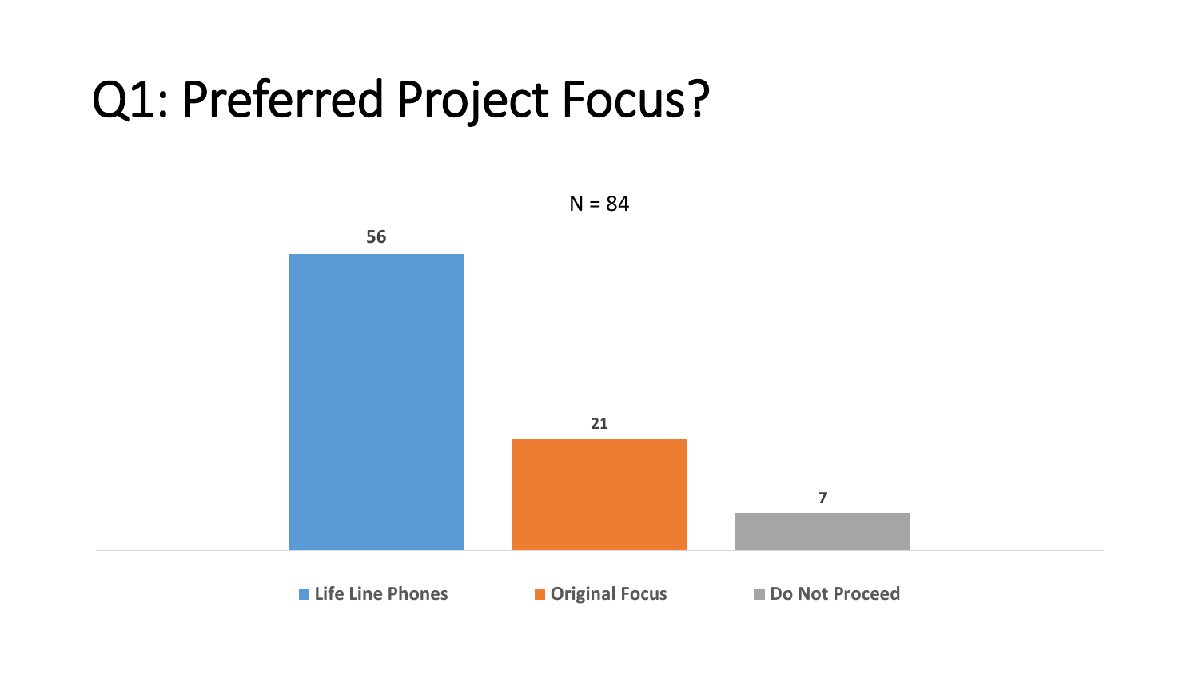# Q1: Preferred Project Focus?

N = 84

| Life Line Phones | Original Focus | Do Not Proceed |
| --- | --- | --- |
| 56 | 21 | 7 |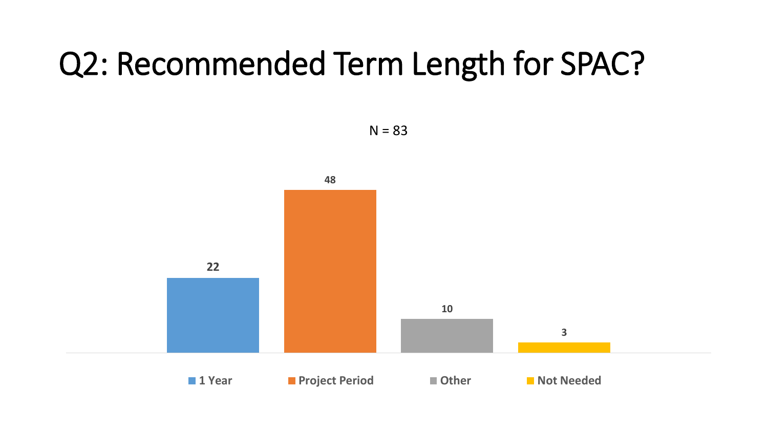# Q2: Recommended Term Length for SPAC?

N = 83

| 1 Year | Project Period | Other | Not Needed |
| --- | --- | --- | --- |
| 22 | 48 | 10 | 3 |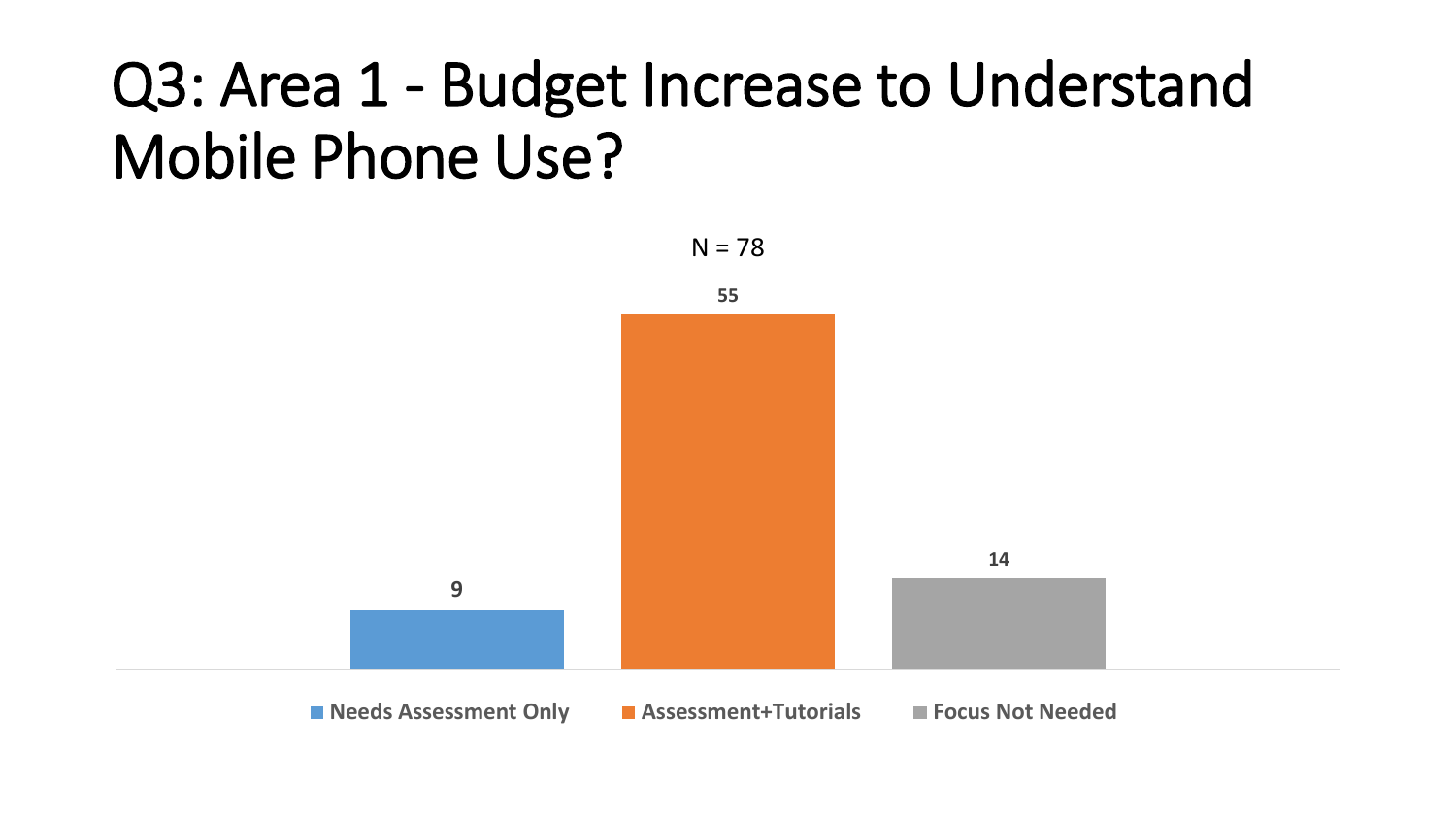# Q3: Area 1 - Budget Increase to Understand Mobile Phone Use?

N = 78

| Response | Count |
| --- | --- |
| Needs Assessment Only | 9 |
| Assessment+Tutorials | 55 |
| Focus Not Needed | 14 |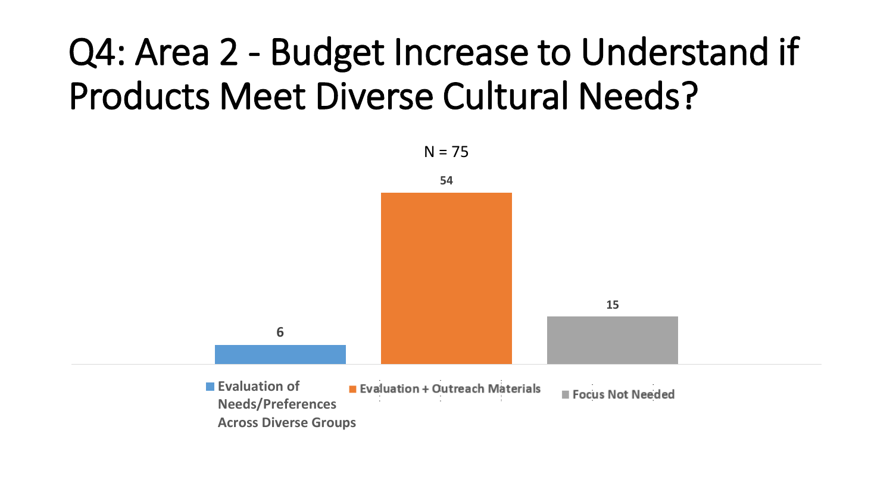# Q4: Area 2 - Budget Increase to Understand if Products Meet Diverse Cultural Needs?

N = 75

| Response | Count |
| --- | --- |
| Evaluation of Needs/Preferences Across Diverse Groups | 6 |
| Evaluation + Outreach Materials | 54 |
| Focus Not Needed | 15 |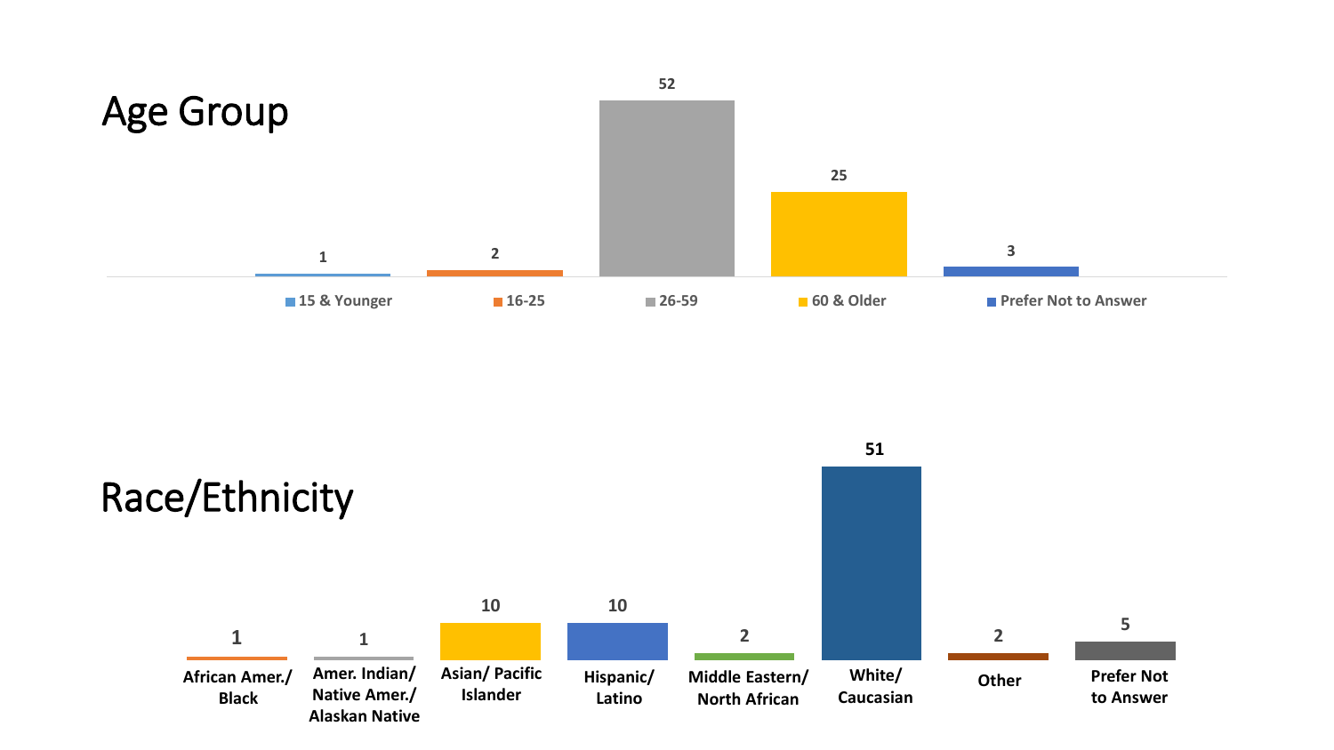# Age Group

| 15 & Younger | 16-25 | 26-59 | 60 & Older | Prefer Not to Answer |
| --- | --- | --- | --- | --- |
| 1 | 2 | 52 | 25 | 3 |

# Race/Ethnicity

| African Amer./ Black | Amer. Indian/ Native Amer./ Alaskan Native | Asian/ Pacific Islander | Hispanic/ Latino | Middle Eastern/ North African | White/ Caucasian | Other | Prefer Not to Answer |
| --- | --- | --- | --- | --- | --- | --- | --- |
| 1 | 1 | 10 | 10 | 2 | 51 | 2 | 5 |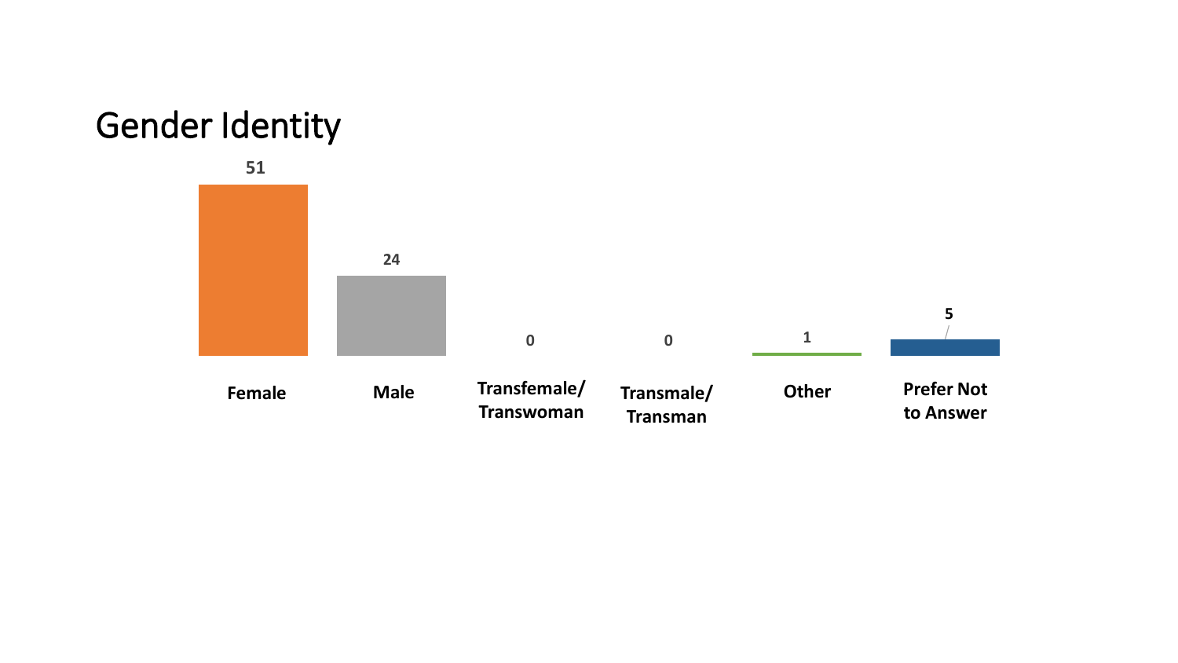# Gender Identity

| Female | Male | Transfemale/ Transwoman | Transmale/ Transman | Other | Prefer Not to Answer |
|---|---|---|---|---|---|
| 51 | 24 | 0 | 0 | 1 | 5 |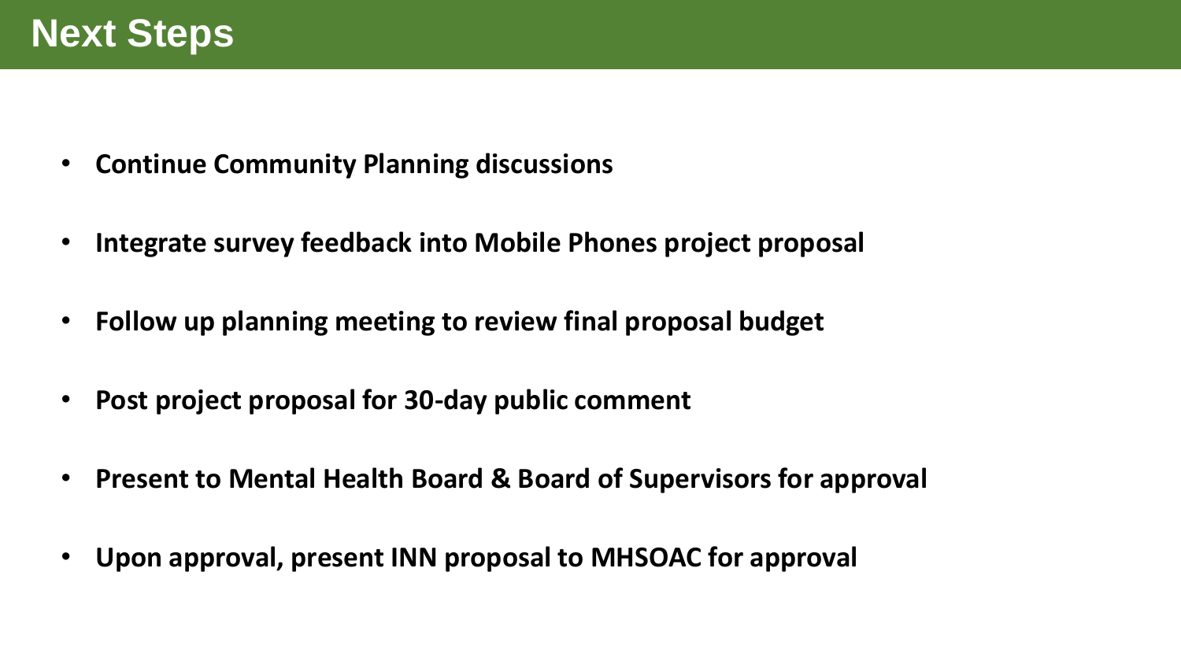# Next Steps

- **Continue Community Planning discussions**
- **Integrate survey feedback into Mobile Phones project proposal**
- **Follow up planning meeting to review final proposal budget**
- **Post project proposal for 30-day public comment**
- **Present to Mental Health Board & Board of Supervisors for approval**
- **Upon approval, present INN proposal to MHSOAC for approval**